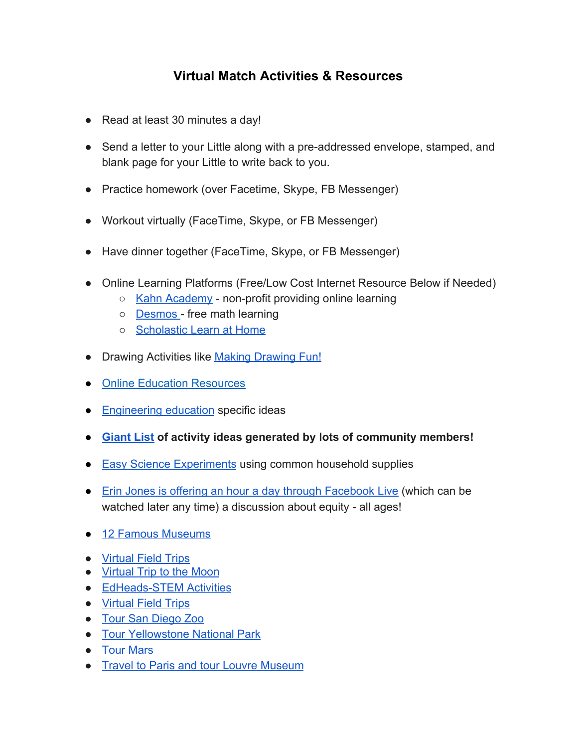# Virtual Match Activities & Resources

- Read at least 30 minutes a day!
- Send a letter to your Little along with a pre-addressed envelope, stamped, and blank page for your Little to write back to you.
- Practice homework (over Facetime, Skype, FB Messenger)
- Workout virtually (FaceTime, Skype, or FB Messenger)
- Have dinner together (FaceTime, Skype, or FB Messenger)
- Online Learning Platforms (Free/Low Cost Internet Resource Below if Needed)
  - Kahn Academy - non-profit providing online learning
  - Desmos - free math learning
  - Scholastic Learn at Home
- Drawing Activities like Making Drawing Fun!
- Online Education Resources
- Engineering education specific ideas
- **Giant List of activity ideas generated by lots of community members!**
- Easy Science Experiments using common household supplies
- Erin Jones is offering an hour a day through Facebook Live (which can be watched later any time) a discussion about equity - all ages!
- 12 Famous Museums
- Virtual Field Trips
- Virtual Trip to the Moon
- EdHeads-STEM Activities
- Virtual Field Trips
- Tour San Diego Zoo
- Tour Yellowstone National Park
- Tour Mars
- Travel to Paris and tour Louvre Museum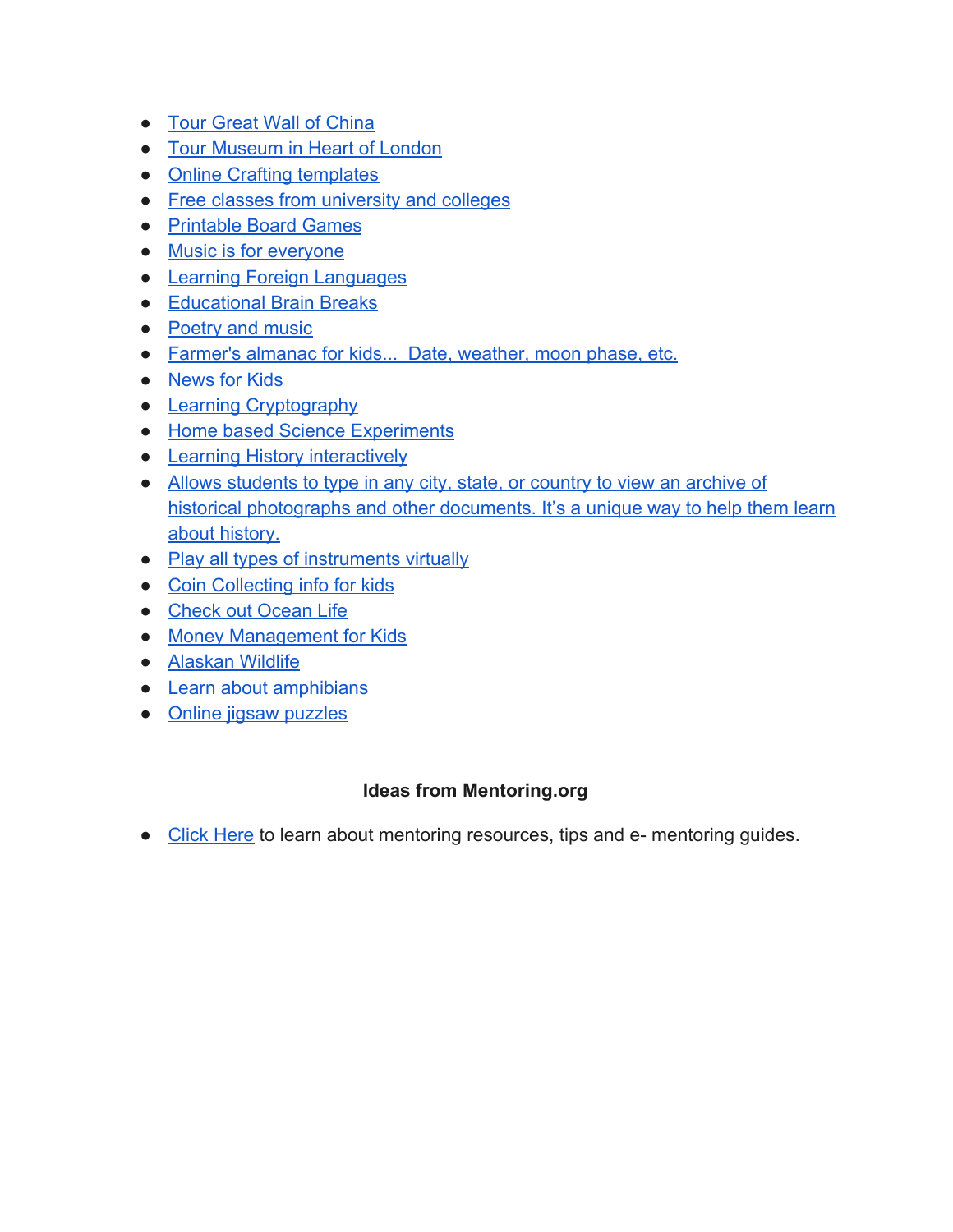- Tour Great Wall of China
- Tour Museum in Heart of London
- Online Crafting templates
- Free classes from university and colleges
- Printable Board Games
- Music is for everyone
- Learning Foreign Languages
- Educational Brain Breaks
- Poetry and music
- Farmer's almanac for kids... Date, weather, moon phase, etc.
- News for Kids
- Learning Cryptography
- Home based Science Experiments
- Learning History interactively
- Allows students to type in any city, state, or country to view an archive of historical photographs and other documents. It's a unique way to help them learn about history.
- Play all types of instruments virtually
- Coin Collecting info for kids
- Check out Ocean Life
- Money Management for Kids
- Alaskan Wildlife
- Learn about amphibians
- Online jigsaw puzzles

**Ideas from Mentoring.org**

- Click Here to learn about mentoring resources, tips and e- mentoring guides.